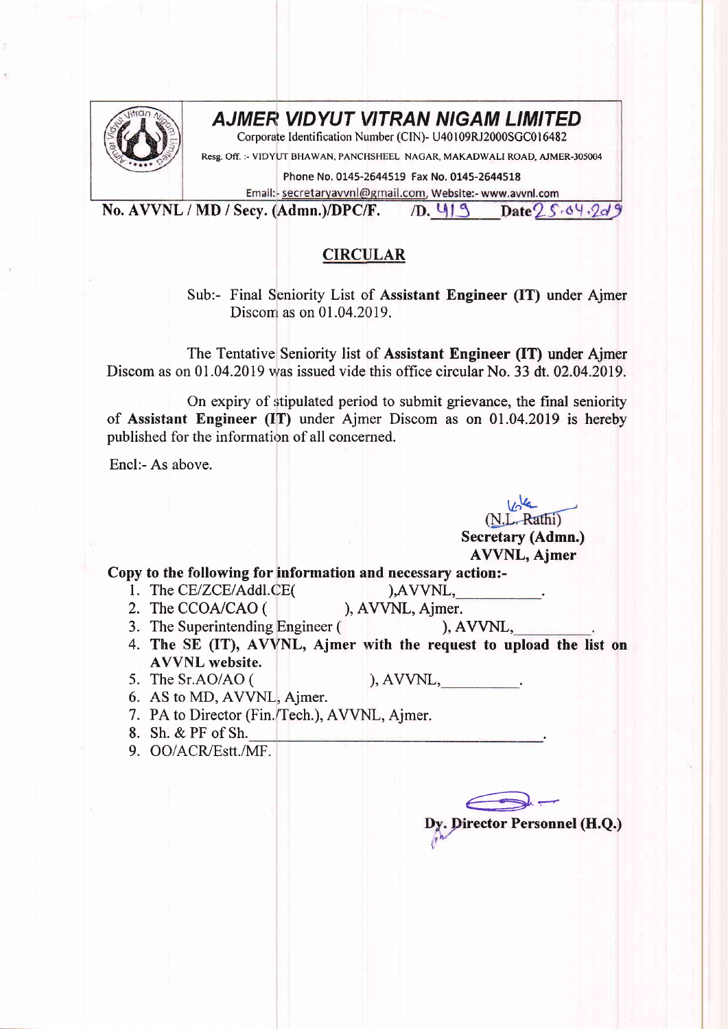# AJMER VIDYUT VITRAN NIGAM LIMITED

Corporate Identification Number (CIN)- U40109RJ2000SGC016482

Resg. Off. :- VIDYUT BHAWAN, PANCHSHEEL NAGAR, MAKADWALI ROAD, AJMER-305004

Phone No. 0145-2644519 Fax No. 0145-2644518

Email:- secretaryavvnl@gmail.com, Website:- www.avvnl.com

**No. AVVNL / MD / Secy. (Admn.)/DPC/F. /D. 419 Date 25.04.2019**

## CIRCULAR

Sub:- Final Seniority List of **Assistant Engineer (IT)** under Ajmer Discom as on 01.04.2019.

The Tentative Seniority list of **Assistant Engineer (IT)** under Ajmer Discom as on 01.04.2019 was issued vide this office circular No. 33 dt. 02.04.2019.

On expiry of stipulated period to submit grievance, the final seniority of **Assistant Engineer (IT)** under Ajmer Discom as on 01.04.2019 is hereby published for the information of all concerned.

Encl:- As above.

(N.L. Rathi)
**Secretary (Admn.)**
**AVVNL, Ajmer**

**Copy to the following for information and necessary action:-**

1. The CE/ZCE/Addl.CE( ),AVVNL,\_\_\_\_\_\_\_\_\_\_.
2. The CCOA/CAO ( ), AVVNL, Ajmer.
3. The Superintending Engineer ( ), AVVNL,\_\_\_\_\_\_\_\_\_\_.
4. **The SE (IT), AVVNL, Ajmer with the request to upload the list on AVVNL website.**
5. The Sr.AO/AO ( ), AVVNL,\_\_\_\_\_\_\_\_\_\_.
6. AS to MD, AVVNL, Ajmer.
7. PA to Director (Fin./Tech.), AVVNL, Ajmer.
8. Sh. & PF of Sh.\_\_\_\_\_\_\_\_\_\_\_\_\_\_\_\_\_\_\_\_\_\_\_\_\_\_\_\_\_\_.
9. OO/ACR/Estt./MF.

**Dy. Director Personnel (H.Q.)**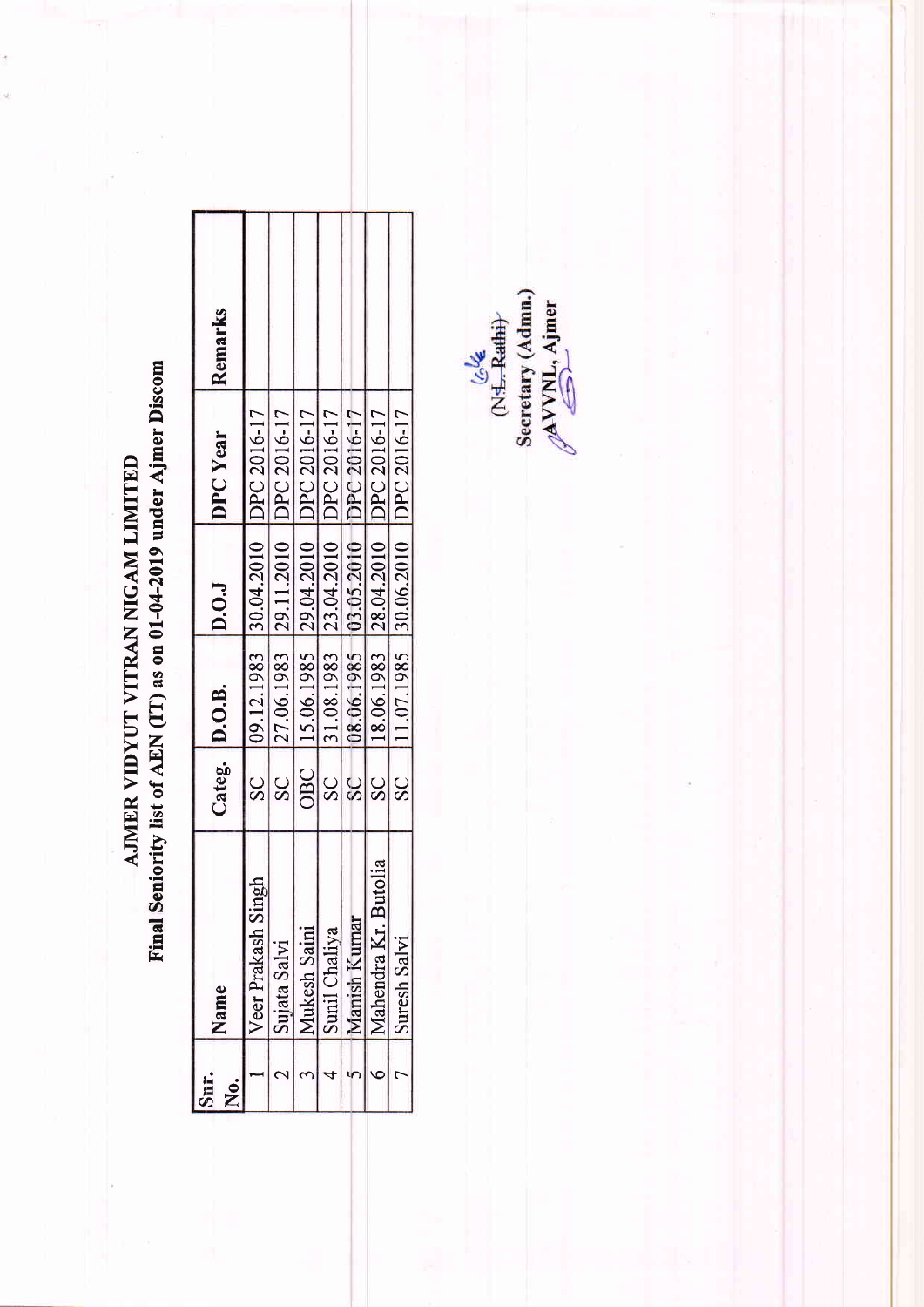# AJMER VIDYUT VITRAN NIGAM LIMITED

## Final Seniority list of AEN (IT) as on 01-04-2019 under Ajmer Discom

| Snr. No. | Name | Categ. | D.O.B. | D.O.J | DPC Year | Remarks |
|---|---|---|---|---|---|---|
| 1 | Veer Prakash Singh | SC | 09.12.1983 | 30.04.2010 | DPC 2016-17 | |
| 2 | Sujata Salvi | SC | 27.06.1983 | 29.11.2010 | DPC 2016-17 | |
| 3 | Mukesh Saini | OBC | 15.06.1985 | 29.04.2010 | DPC 2016-17 | |
| 4 | Sunil Chaliya | SC | 31.08.1983 | 23.04.2010 | DPC 2016-17 | |
| 5 | Manish Kumar | SC | 08.06.1985 | 03.05.2010 | DPC 2016-17 | |
| 6 | Mahendra Kr. Butolia | SC | 18.06.1983 | 28.04.2010 | DPC 2016-17 | |
| 7 | Suresh Salvi | SC | 11.07.1985 | 30.06.2010 | DPC 2016-17 | |

(N.L. Rathi)
Secretary (Admn.)
AVVNL, Ajmer